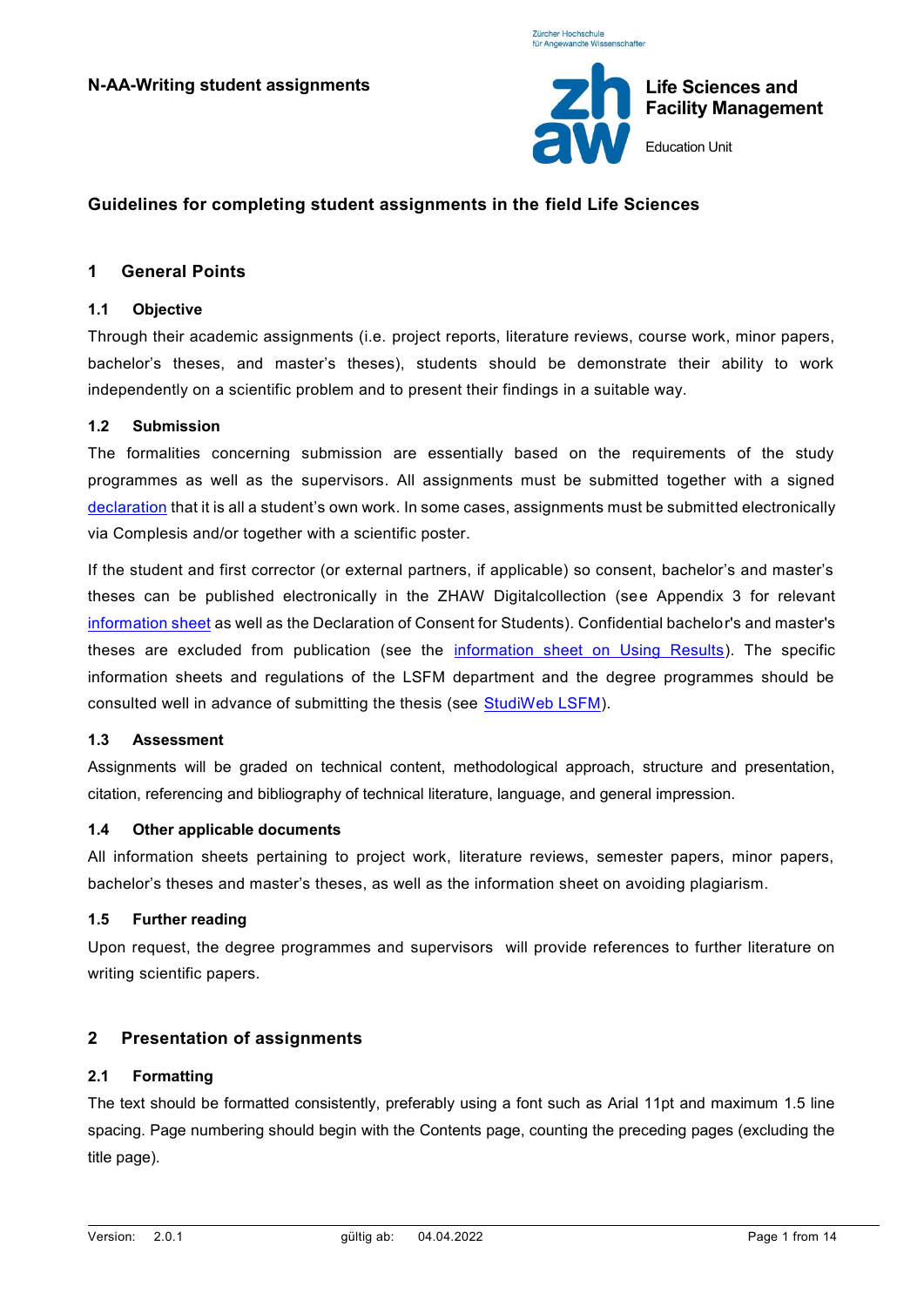**N-AA-Writing student assignments**

Zürcher Hochschule für Angewandte Wissenschaften

**Life Sciences and Facility Management**

Education Unit

## Guidelines for completing student assignments in the field Life Sciences

## 1 General Points

### 1.1 Objective

Through their academic assignments (i.e. project reports, literature reviews, course work, minor papers, bachelor's theses, and master's theses), students should be demonstrate their ability to work independently on a scientific problem and to present their findings in a suitable way.

### 1.2 Submission

The formalities concerning submission are essentially based on the requirements of the study programmes as well as the supervisors. All assignments must be submitted together with a signed declaration that it is all a student's own work. In some cases, assignments must be submitted electronically via Complesis and/or together with a scientific poster.

If the student and first corrector (or external partners, if applicable) so consent, bachelor's and master's theses can be published electronically in the ZHAW Digitalcollection (see Appendix 3 for relevant information sheet as well as the Declaration of Consent for Students). Confidential bachelor's and master's theses are excluded from publication (see the information sheet on Using Results). The specific information sheets and regulations of the LSFM department and the degree programmes should be consulted well in advance of submitting the thesis (see StudiWeb LSFM).

### 1.3 Assessment

Assignments will be graded on technical content, methodological approach, structure and presentation, citation, referencing and bibliography of technical literature, language, and general impression.

### 1.4 Other applicable documents

All information sheets pertaining to project work, literature reviews, semester papers, minor papers, bachelor's theses and master's theses, as well as the information sheet on avoiding plagiarism.

### 1.5 Further reading

Upon request, the degree programmes and supervisors will provide references to further literature on writing scientific papers.

## 2 Presentation of assignments

### 2.1 Formatting

The text should be formatted consistently, preferably using a font such as Arial 11pt and maximum 1.5 line spacing. Page numbering should begin with the Contents page, counting the preceding pages (excluding the title page).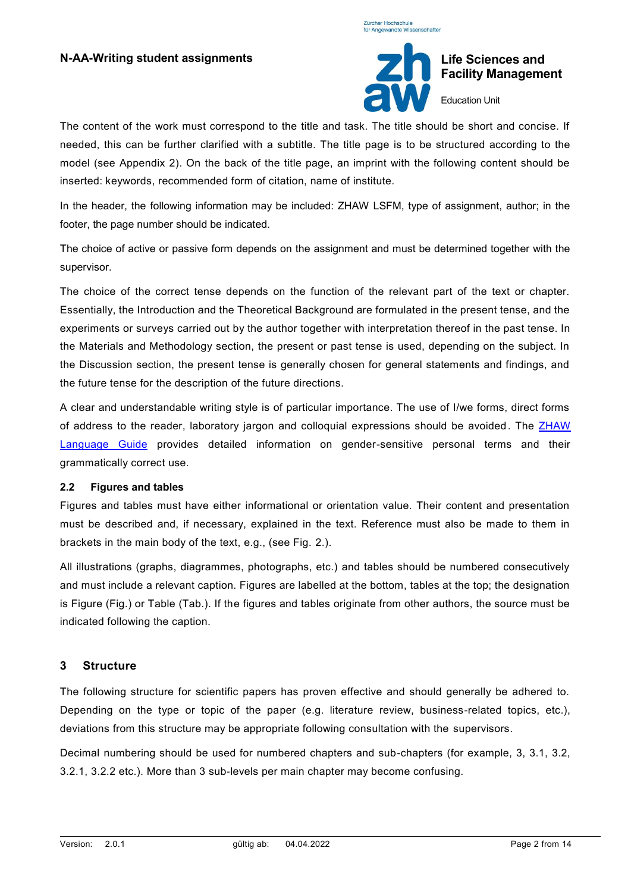The content of the work must correspond to the title and task. The title should be short and concise. If needed, this can be further clarified with a subtitle. The title page is to be structured according to the model (see Appendix 2). On the back of the title page, an imprint with the following content should be inserted: keywords, recommended form of citation, name of institute.

In the header, the following information may be included: ZHAW LSFM, type of assignment, author; in the footer, the page number should be indicated.

The choice of active or passive form depends on the assignment and must be determined together with the supervisor.

The choice of the correct tense depends on the function of the relevant part of the text or chapter. Essentially, the Introduction and the Theoretical Background are formulated in the present tense, and the experiments or surveys carried out by the author together with interpretation thereof in the past tense. In the Materials and Methodology section, the present or past tense is used, depending on the subject. In the Discussion section, the present tense is generally chosen for general statements and findings, and the future tense for the description of the future directions.

A clear and understandable writing style is of particular importance. The use of I/we forms, direct forms of address to the reader, laboratory jargon and colloquial expressions should be avoided. The [ZHAW Language Guide]() provides detailed information on gender-sensitive personal terms and their grammatically correct use.

### 2.2 Figures and tables

Figures and tables must have either informational or orientation value. Their content and presentation must be described and, if necessary, explained in the text. Reference must also be made to them in brackets in the main body of the text, e.g., (see Fig. 2.).

All illustrations (graphs, diagrammes, photographs, etc.) and tables should be numbered consecutively and must include a relevant caption. Figures are labelled at the bottom, tables at the top; the designation is Figure (Fig.) or Table (Tab.). If the figures and tables originate from other authors, the source must be indicated following the caption.

## 3 Structure

The following structure for scientific papers has proven effective and should generally be adhered to. Depending on the type or topic of the paper (e.g. literature review, business-related topics, etc.), deviations from this structure may be appropriate following consultation with the supervisors.

Decimal numbering should be used for numbered chapters and sub-chapters (for example, 3, 3.1, 3.2, 3.2.1, 3.2.2 etc.). More than 3 sub-levels per main chapter may become confusing.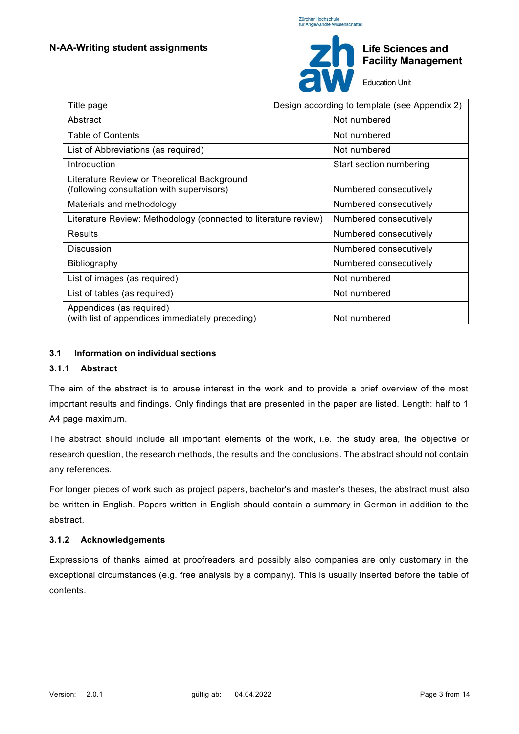| Title page | Design according to template (see Appendix 2) |
|---|---|
| Abstract | Not numbered |
| Table of Contents | Not numbered |
| List of Abbreviations (as required) | Not numbered |
| Introduction | Start section numbering |
| Literature Review or Theoretical Background (following consultation with supervisors) | Numbered consecutively |
| Materials and methodology | Numbered consecutively |
| Literature Review: Methodology (connected to literature review) | Numbered consecutively |
| Results | Numbered consecutively |
| Discussion | Numbered consecutively |
| Bibliography | Numbered consecutively |
| List of images (as required) | Not numbered |
| List of tables (as required) | Not numbered |
| Appendices (as required) (with list of appendices immediately preceding) | Not numbered |

### 3.1 Information on individual sections

#### 3.1.1 Abstract

The aim of the abstract is to arouse interest in the work and to provide a brief overview of the most important results and findings. Only findings that are presented in the paper are listed. Length: half to 1 A4 page maximum.

The abstract should include all important elements of the work, i.e. the study area, the objective or research question, the research methods, the results and the conclusions. The abstract should not contain any references.

For longer pieces of work such as project papers, bachelor's and master's theses, the abstract must also be written in English. Papers written in English should contain a summary in German in addition to the abstract.

#### 3.1.2 Acknowledgements

Expressions of thanks aimed at proofreaders and possibly also companies are only customary in the exceptional circumstances (e.g. free analysis by a company). This is usually inserted before the table of contents.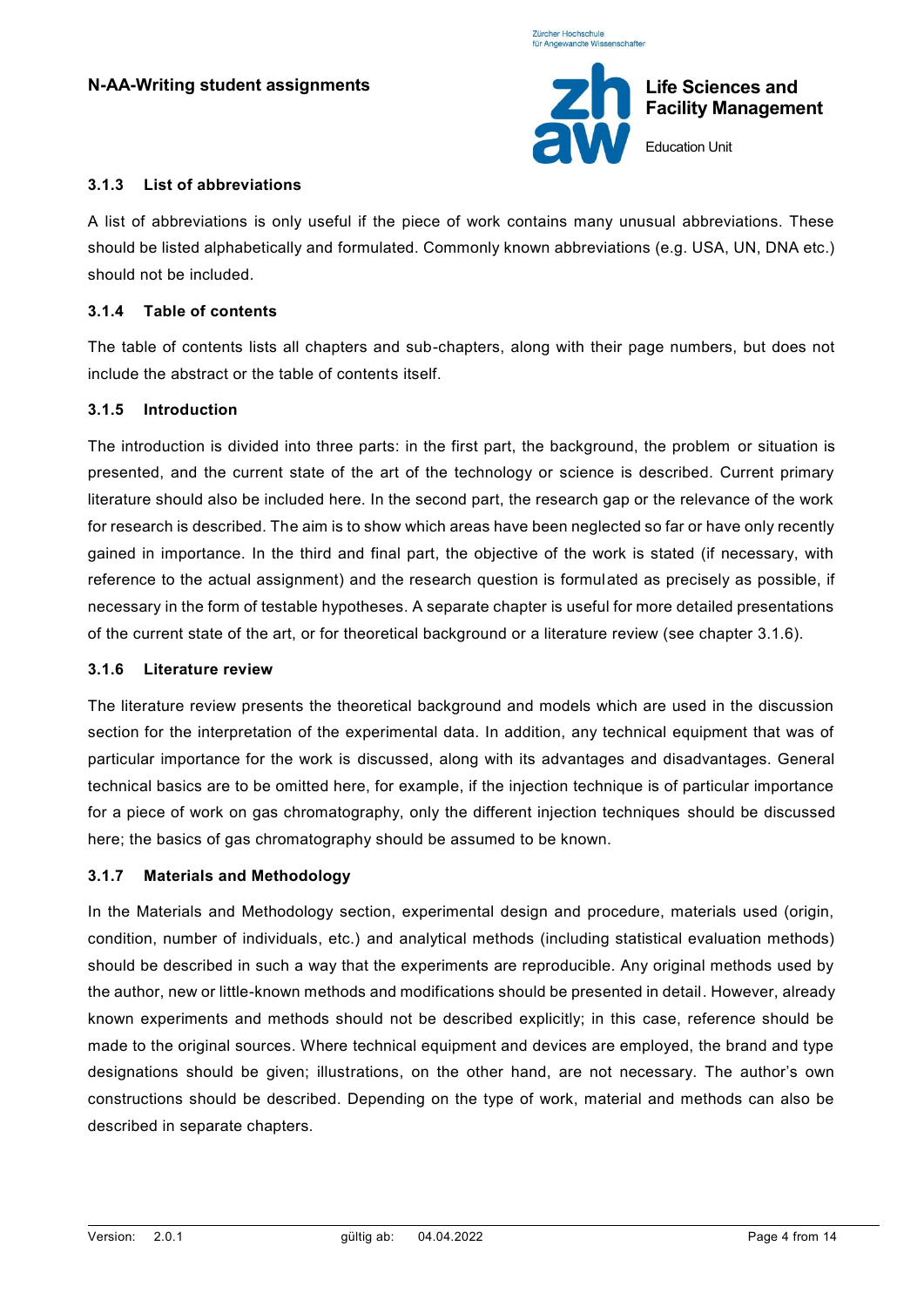### 3.1.3 List of abbreviations

A list of abbreviations is only useful if the piece of work contains many unusual abbreviations. These should be listed alphabetically and formulated. Commonly known abbreviations (e.g. USA, UN, DNA etc.) should not be included.

### 3.1.4 Table of contents

The table of contents lists all chapters and sub-chapters, along with their page numbers, but does not include the abstract or the table of contents itself.

### 3.1.5 Introduction

The introduction is divided into three parts: in the first part, the background, the problem or situation is presented, and the current state of the art of the technology or science is described. Current primary literature should also be included here. In the second part, the research gap or the relevance of the work for research is described. The aim is to show which areas have been neglected so far or have only recently gained in importance. In the third and final part, the objective of the work is stated (if necessary, with reference to the actual assignment) and the research question is formulated as precisely as possible, if necessary in the form of testable hypotheses. A separate chapter is useful for more detailed presentations of the current state of the art, or for theoretical background or a literature review (see chapter 3.1.6).

### 3.1.6 Literature review

The literature review presents the theoretical background and models which are used in the discussion section for the interpretation of the experimental data. In addition, any technical equipment that was of particular importance for the work is discussed, along with its advantages and disadvantages. General technical basics are to be omitted here, for example, if the injection technique is of particular importance for a piece of work on gas chromatography, only the different injection techniques should be discussed here; the basics of gas chromatography should be assumed to be known.

### 3.1.7 Materials and Methodology

In the Materials and Methodology section, experimental design and procedure, materials used (origin, condition, number of individuals, etc.) and analytical methods (including statistical evaluation methods) should be described in such a way that the experiments are reproducible. Any original methods used by the author, new or little-known methods and modifications should be presented in detail. However, already known experiments and methods should not be described explicitly; in this case, reference should be made to the original sources. Where technical equipment and devices are employed, the brand and type designations should be given; illustrations, on the other hand, are not necessary. The author's own constructions should be described. Depending on the type of work, material and methods can also be described in separate chapters.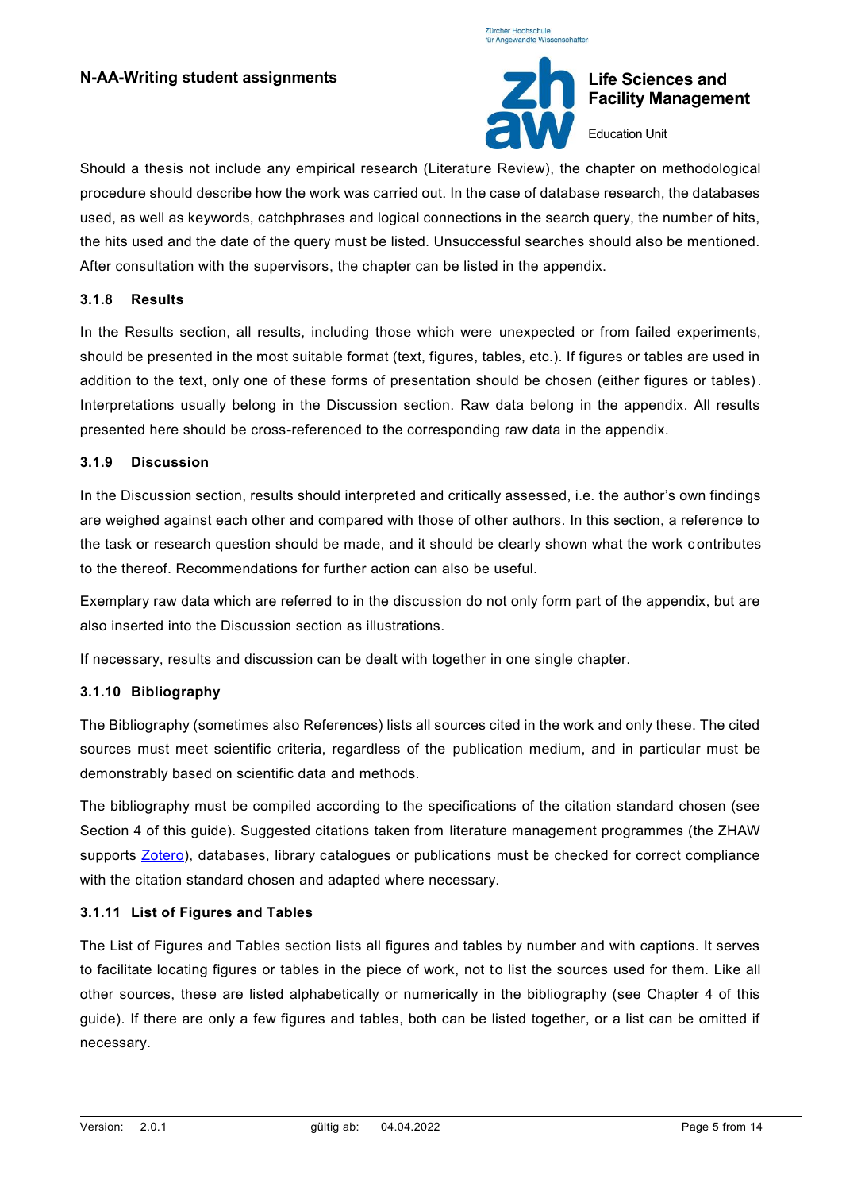Should a thesis not include any empirical research (Literature Review), the chapter on methodological procedure should describe how the work was carried out. In the case of database research, the databases used, as well as keywords, catchphrases and logical connections in the search query, the number of hits, the hits used and the date of the query must be listed. Unsuccessful searches should also be mentioned. After consultation with the supervisors, the chapter can be listed in the appendix.

### 3.1.8 Results

In the Results section, all results, including those which were unexpected or from failed experiments, should be presented in the most suitable format (text, figures, tables, etc.). If figures or tables are used in addition to the text, only one of these forms of presentation should be chosen (either figures or tables). Interpretations usually belong in the Discussion section. Raw data belong in the appendix. All results presented here should be cross-referenced to the corresponding raw data in the appendix.

### 3.1.9 Discussion

In the Discussion section, results should interpreted and critically assessed, i.e. the author's own findings are weighed against each other and compared with those of other authors. In this section, a reference to the task or research question should be made, and it should be clearly shown what the work contributes to the thereof. Recommendations for further action can also be useful.

Exemplary raw data which are referred to in the discussion do not only form part of the appendix, but are also inserted into the Discussion section as illustrations.

If necessary, results and discussion can be dealt with together in one single chapter.

### 3.1.10 Bibliography

The Bibliography (sometimes also References) lists all sources cited in the work and only these. The cited sources must meet scientific criteria, regardless of the publication medium, and in particular must be demonstrably based on scientific data and methods.

The bibliography must be compiled according to the specifications of the citation standard chosen (see Section 4 of this guide). Suggested citations taken from literature management programmes (the ZHAW supports Zotero), databases, library catalogues or publications must be checked for correct compliance with the citation standard chosen and adapted where necessary.

### 3.1.11 List of Figures and Tables

The List of Figures and Tables section lists all figures and tables by number and with captions. It serves to facilitate locating figures or tables in the piece of work, not to list the sources used for them. Like all other sources, these are listed alphabetically or numerically in the bibliography (see Chapter 4 of this guide). If there are only a few figures and tables, both can be listed together, or a list can be omitted if necessary.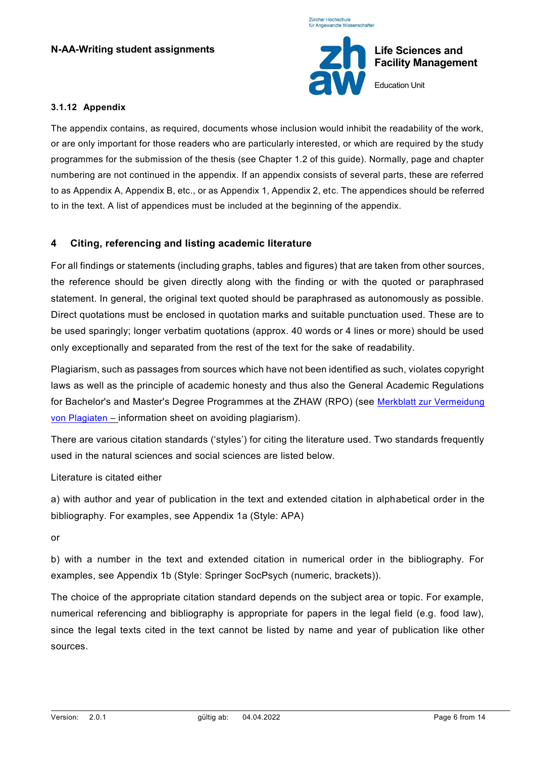### 3.1.12 Appendix

The appendix contains, as required, documents whose inclusion would inhibit the readability of the work, or are only important for those readers who are particularly interested, or which are required by the study programmes for the submission of the thesis (see Chapter 1.2 of this guide). Normally, page and chapter numbering are not continued in the appendix. If an appendix consists of several parts, these are referred to as Appendix A, Appendix B, etc., or as Appendix 1, Appendix 2, etc. The appendices should be referred to in the text. A list of appendices must be included at the beginning of the appendix.

## 4 Citing, referencing and listing academic literature

For all findings or statements (including graphs, tables and figures) that are taken from other sources, the reference should be given directly along with the finding or with the quoted or paraphrased statement. In general, the original text quoted should be paraphrased as autonomously as possible. Direct quotations must be enclosed in quotation marks and suitable punctuation used. These are to be used sparingly; longer verbatim quotations (approx. 40 words or 4 lines or more) should be used only exceptionally and separated from the rest of the text for the sake of readability.

Plagiarism, such as passages from sources which have not been identified as such, violates copyright laws as well as the principle of academic honesty and thus also the General Academic Regulations for Bachelor's and Master's Degree Programmes at the ZHAW (RPO) (see Merkblatt zur Vermeidung von Plagiaten – information sheet on avoiding plagiarism).

There are various citation standards ('styles') for citing the literature used. Two standards frequently used in the natural sciences and social sciences are listed below.

Literature is citated either

a) with author and year of publication in the text and extended citation in alphabetical order in the bibliography. For examples, see Appendix 1a (Style: APA)

or

b) with a number in the text and extended citation in numerical order in the bibliography. For examples, see Appendix 1b (Style: Springer SocPsych (numeric, brackets)).

The choice of the appropriate citation standard depends on the subject area or topic. For example, numerical referencing and bibliography is appropriate for papers in the legal field (e.g. food law), since the legal texts cited in the text cannot be listed by name and year of publication like other sources.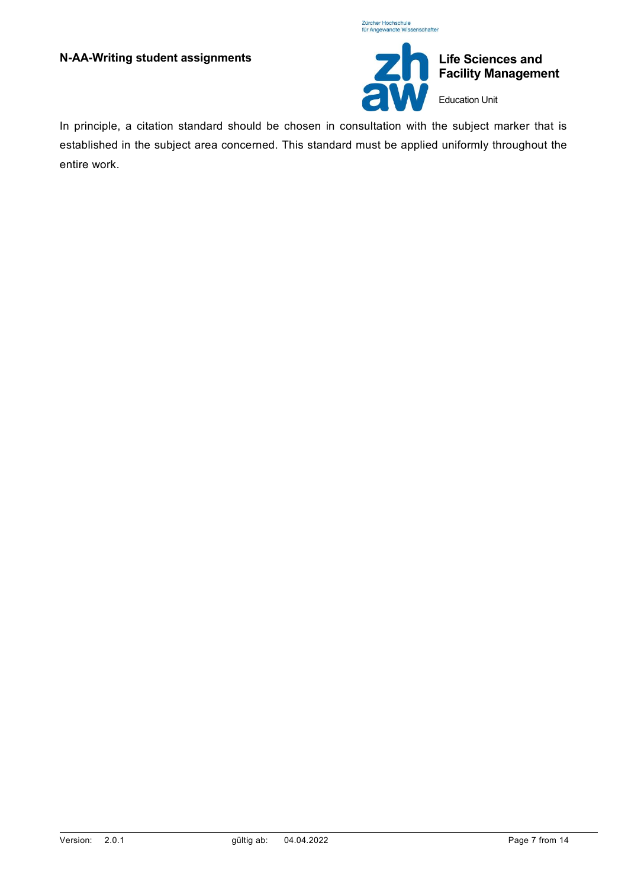In principle, a citation standard should be chosen in consultation with the subject marker that is established in the subject area concerned. This standard must be applied uniformly throughout the entire work.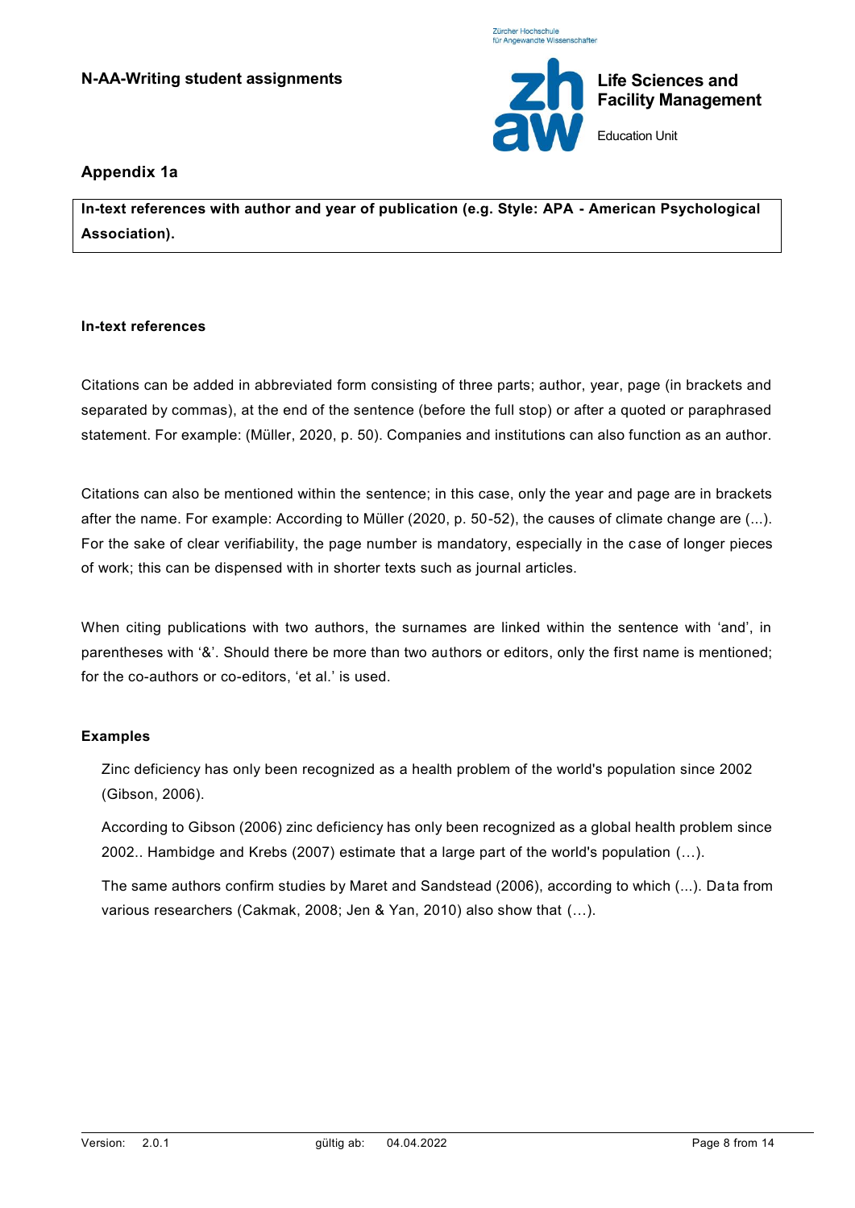## Appendix 1a

**In-text references with author and year of publication (e.g. Style: APA - American Psychological Association).**

### In-text references

Citations can be added in abbreviated form consisting of three parts; author, year, page (in brackets and separated by commas), at the end of the sentence (before the full stop) or after a quoted or paraphrased statement. For example: (Müller, 2020, p. 50). Companies and institutions can also function as an author.

Citations can also be mentioned within the sentence; in this case, only the year and page are in brackets after the name. For example: According to Müller (2020, p. 50-52), the causes of climate change are (...). For the sake of clear verifiability, the page number is mandatory, especially in the case of longer pieces of work; this can be dispensed with in shorter texts such as journal articles.

When citing publications with two authors, the surnames are linked within the sentence with 'and', in parentheses with '&'. Should there be more than two authors or editors, only the first name is mentioned; for the co-authors or co-editors, 'et al.' is used.

### Examples

> Zinc deficiency has only been recognized as a health problem of the world's population since 2002 (Gibson, 2006).
>
> According to Gibson (2006) zinc deficiency has only been recognized as a global health problem since 2002.. Hambidge and Krebs (2007) estimate that a large part of the world's population (…).
>
> The same authors confirm studies by Maret and Sandstead (2006), according to which (...). Data from various researchers (Cakmak, 2008; Jen & Yan, 2010) also show that (…).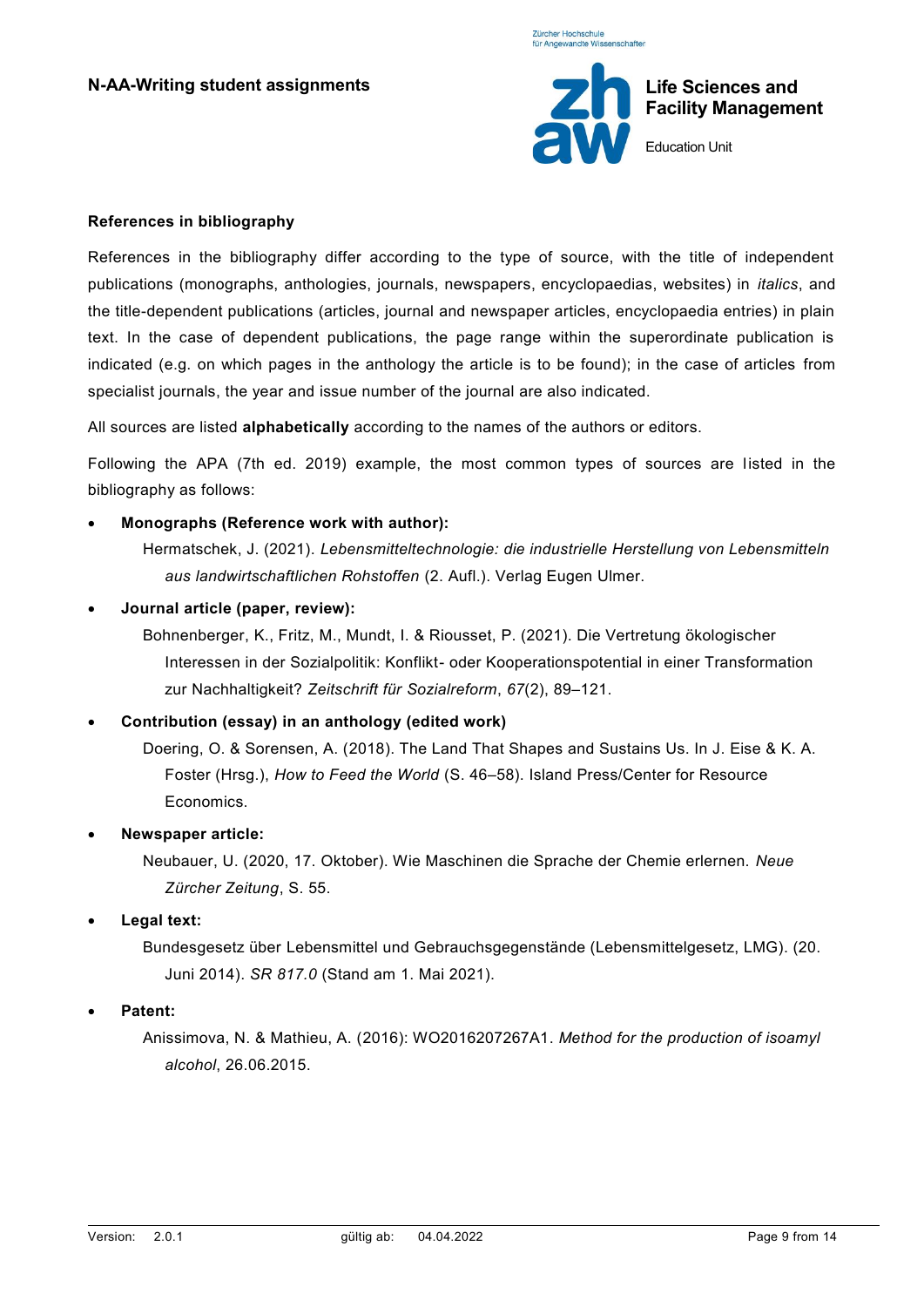**References in bibliography**

References in the bibliography differ according to the type of source, with the title of independent publications (monographs, anthologies, journals, newspapers, encyclopaedias, websites) in *italics*, and the title-dependent publications (articles, journal and newspaper articles, encyclopaedia entries) in plain text. In the case of dependent publications, the page range within the superordinate publication is indicated (e.g. on which pages in the anthology the article is to be found); in the case of articles from specialist journals, the year and issue number of the journal are also indicated.

All sources are listed **alphabetically** according to the names of the authors or editors.

Following the APA (7th ed. 2019) example, the most common types of sources are listed in the bibliography as follows:

- **Monographs (Reference work with author):**

  Hermatschek, J. (2021). *Lebensmitteltechnologie: die industrielle Herstellung von Lebensmitteln aus landwirtschaftlichen Rohstoffen* (2. Aufl.). Verlag Eugen Ulmer.

- **Journal article (paper, review):**

  Bohnenberger, K., Fritz, M., Mundt, I. & Riousset, P. (2021). Die Vertretung ökologischer Interessen in der Sozialpolitik: Konflikt- oder Kooperationspotential in einer Transformation zur Nachhaltigkeit? *Zeitschrift für Sozialreform*, *67*(2), 89–121.

- **Contribution (essay) in an anthology (edited work)**

  Doering, O. & Sorensen, A. (2018). The Land That Shapes and Sustains Us. In J. Eise & K. A. Foster (Hrsg.), *How to Feed the World* (S. 46–58). Island Press/Center for Resource Economics.

- **Newspaper article:**

  Neubauer, U. (2020, 17. Oktober). Wie Maschinen die Sprache der Chemie erlernen. *Neue Zürcher Zeitung*, S. 55.

- **Legal text:**

  Bundesgesetz über Lebensmittel und Gebrauchsgegenstände (Lebensmittelgesetz, LMG). (20. Juni 2014). *SR 817.0* (Stand am 1. Mai 2021).

- **Patent:**

  Anissimova, N. & Mathieu, A. (2016): WO2016207267A1. *Method for the production of isoamyl alcohol*, 26.06.2015.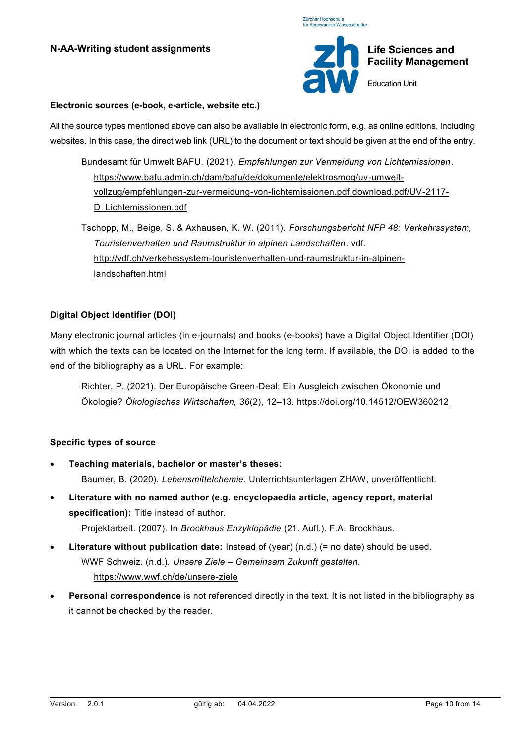#### Electronic sources (e-book, e-article, website etc.)

All the source types mentioned above can also be available in electronic form, e.g. as online editions, including websites. In this case, the direct web link (URL) to the document or text should be given at the end of the entry.

> Bundesamt für Umwelt BAFU. (2021). *Empfehlungen zur Vermeidung von Lichtemissionen*. https://www.bafu.admin.ch/dam/bafu/de/dokumente/elektrosmog/uv-umwelt-vollzug/empfehlungen-zur-vermeidung-von-lichtemissionen.pdf.download.pdf/UV-2117-D_Lichtemissionen.pdf
>
> Tschopp, M., Beige, S. & Axhausen, K. W. (2011). *Forschungsbericht NFP 48: Verkehrssystem, Touristenverhalten und Raumstruktur in alpinen Landschaften*. vdf. http://vdf.ch/verkehrssystem-touristenverhalten-und-raumstruktur-in-alpinen-landschaften.html

#### Digital Object Identifier (DOI)

Many electronic journal articles (in e-journals) and books (e-books) have a Digital Object Identifier (DOI) with which the texts can be located on the Internet for the long term. If available, the DOI is added to the end of the bibliography as a URL. For example:

> Richter, P. (2021). Der Europäische Green-Deal: Ein Ausgleich zwischen Ökonomie und Ökologie? *Ökologisches Wirtschaften, 36*(2), 12–13. https://doi.org/10.14512/OEW360212

#### Specific types of source

- **Teaching materials, bachelor or master's theses:**
  Baumer, B. (2020). *Lebensmittelchemie.* Unterrichtsunterlagen ZHAW, unveröffentlicht.
- **Literature with no named author (e.g. encyclopaedia article, agency report, material specification):** Title instead of author.
  Projektarbeit. (2007). In *Brockhaus Enzyklopädie* (21. Aufl.). F.A. Brockhaus.
- **Literature without publication date:** Instead of (year) (n.d.) (= no date) should be used.
  WWF Schweiz. (n.d.). *Unsere Ziele – Gemeinsam Zukunft gestalten.* https://www.wwf.ch/de/unsere-ziele
- **Personal correspondence** is not referenced directly in the text. It is not listed in the bibliography as it cannot be checked by the reader.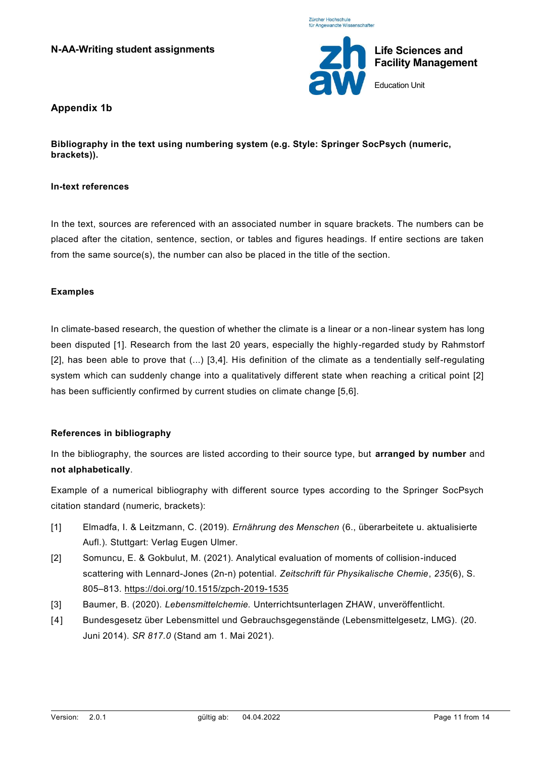## Appendix 1b

**Bibliography in the text using numbering system (e.g. Style: Springer SocPsych (numeric, brackets)).**

**In-text references**

In the text, sources are referenced with an associated number in square brackets. The numbers can be placed after the citation, sentence, section, or tables and figures headings. If entire sections are taken from the same source(s), the number can also be placed in the title of the section.

**Examples**

In climate-based research, the question of whether the climate is a linear or a non-linear system has long been disputed [1]. Research from the last 20 years, especially the highly-regarded study by Rahmstorf [2], has been able to prove that (...) [3,4]. His definition of the climate as a tendentially self-regulating system which can suddenly change into a qualitatively different state when reaching a critical point [2] has been sufficiently confirmed by current studies on climate change [5,6].

**References in bibliography**

In the bibliography, the sources are listed according to their source type, but **arranged by number** and **not alphabetically**.

Example of a numerical bibliography with different source types according to the Springer SocPsych citation standard (numeric, brackets):

[1] Elmadfa, I. & Leitzmann, C. (2019). *Ernährung des Menschen* (6., überarbeitete u. aktualisierte Aufl.). Stuttgart: Verlag Eugen Ulmer.

[2] Somuncu, E. & Gokbulut, M. (2021). Analytical evaluation of moments of collision-induced scattering with Lennard-Jones (2n-n) potential. *Zeitschrift für Physikalische Chemie*, *235*(6), S. 805–813. https://doi.org/10.1515/zpch-2019-1535

[3] Baumer, B. (2020). *Lebensmittelchemie.* Unterrichtsunterlagen ZHAW, unveröffentlicht.

[4] Bundesgesetz über Lebensmittel und Gebrauchsgegenstände (Lebensmittelgesetz, LMG). (20. Juni 2014). *SR 817.0* (Stand am 1. Mai 2021).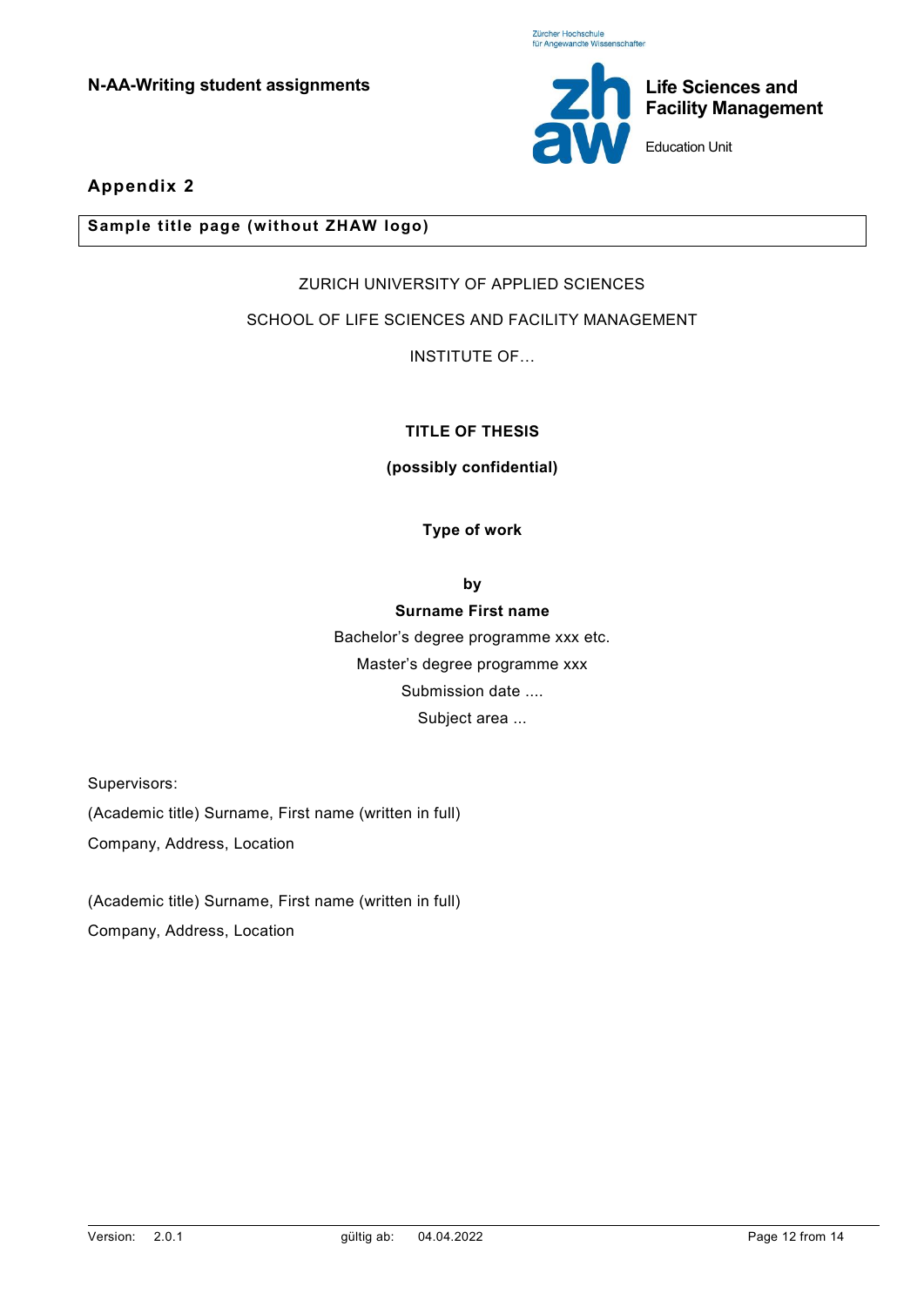## Appendix 2

**Sample title page (without ZHAW logo)**

ZURICH UNIVERSITY OF APPLIED SCIENCES

SCHOOL OF LIFE SCIENCES AND FACILITY MANAGEMENT

INSTITUTE OF…

**TITLE OF THESIS**

**(possibly confidential)**

**Type of work**

**by**

**Surname First name**

Bachelor's degree programme xxx etc.

Master's degree programme xxx

Submission date ....

Subject area ...

Supervisors:

(Academic title) Surname, First name (written in full)

Company, Address, Location

(Academic title) Surname, First name (written in full)

Company, Address, Location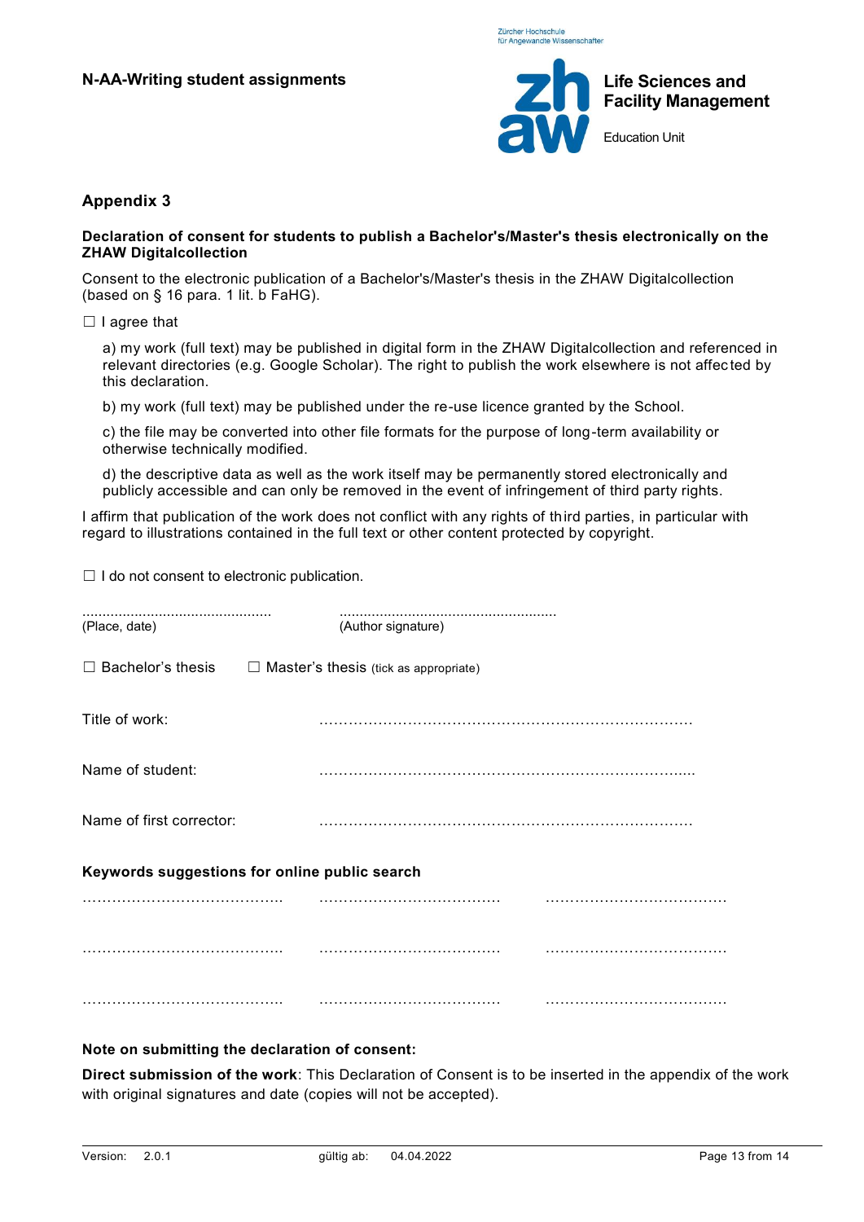## Appendix 3

**Declaration of consent for students to publish a Bachelor's/Master's thesis electronically on the ZHAW Digitalcollection**

Consent to the electronic publication of a Bachelor's/Master's thesis in the ZHAW Digitalcollection (based on § 16 para. 1 lit. b FaHG).

☐ I agree that

a) my work (full text) may be published in digital form in the ZHAW Digitalcollection and referenced in relevant directories (e.g. Google Scholar). The right to publish the work elsewhere is not affected by this declaration.

b) my work (full text) may be published under the re-use licence granted by the School.

c) the file may be converted into other file formats for the purpose of long-term availability or otherwise technically modified.

d) the descriptive data as well as the work itself may be permanently stored electronically and publicly accessible and can only be removed in the event of infringement of third party rights.

I affirm that publication of the work does not conflict with any rights of third parties, in particular with regard to illustrations contained in the full text or other content protected by copyright.

☐ I do not consent to electronic publication.

.............................................. ......................................................

(Place, date) (Author signature)

☐ Bachelor's thesis ☐ Master's thesis (tick as appropriate)

Title of work: ……………………………………………………………………

Name of student: ……………………………………………………………………

Name of first corrector: ……………………………………………………………………

**Keywords suggestions for online public search**

………………………………….. ……………………………… ………………………………

………………………………….. ……………………………… ………………………………

………………………………….. ……………………………… ………………………………

**Note on submitting the declaration of consent:**

**Direct submission of the work**: This Declaration of Consent is to be inserted in the appendix of the work with original signatures and date (copies will not be accepted).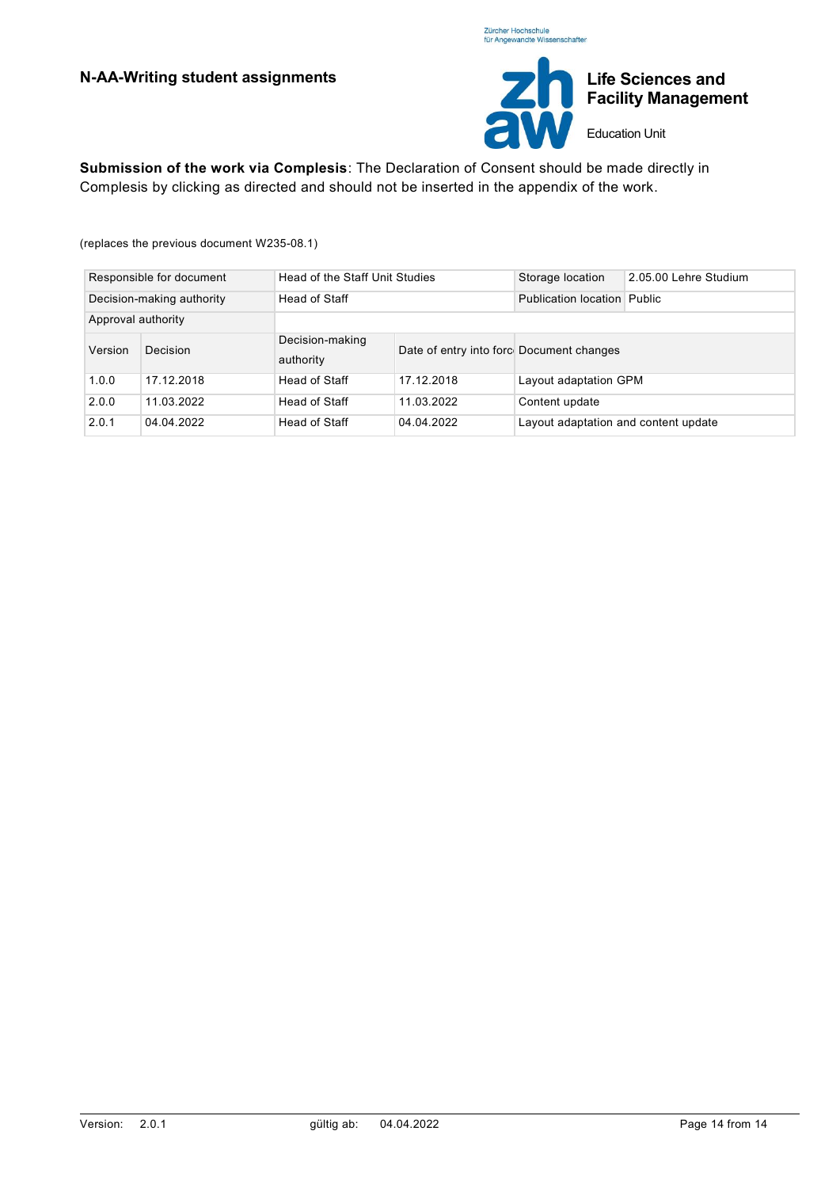**Submission of the work via Complesis**: The Declaration of Consent should be made directly in Complesis by clicking as directed and should not be inserted in the appendix of the work.

(replaces the previous document W235-08.1)

| | | | | | |
|---|---|---|---|---|---|
| Responsible for document | | Head of the Staff Unit Studies | | Storage location | 2.05.00 Lehre Studium |
| Decision-making authority | | Head of Staff | | Publication location | Public |
| Approval authority | | | | | |
| Version | Decision | Decision-making authority | Date of entry into forc | Document changes | |
| 1.0.0 | 17.12.2018 | Head of Staff | 17.12.2018 | Layout adaptation GPM | |
| 2.0.0 | 11.03.2022 | Head of Staff | 11.03.2022 | Content update | |
| 2.0.1 | 04.04.2022 | Head of Staff | 04.04.2022 | Layout adaptation and content update | |